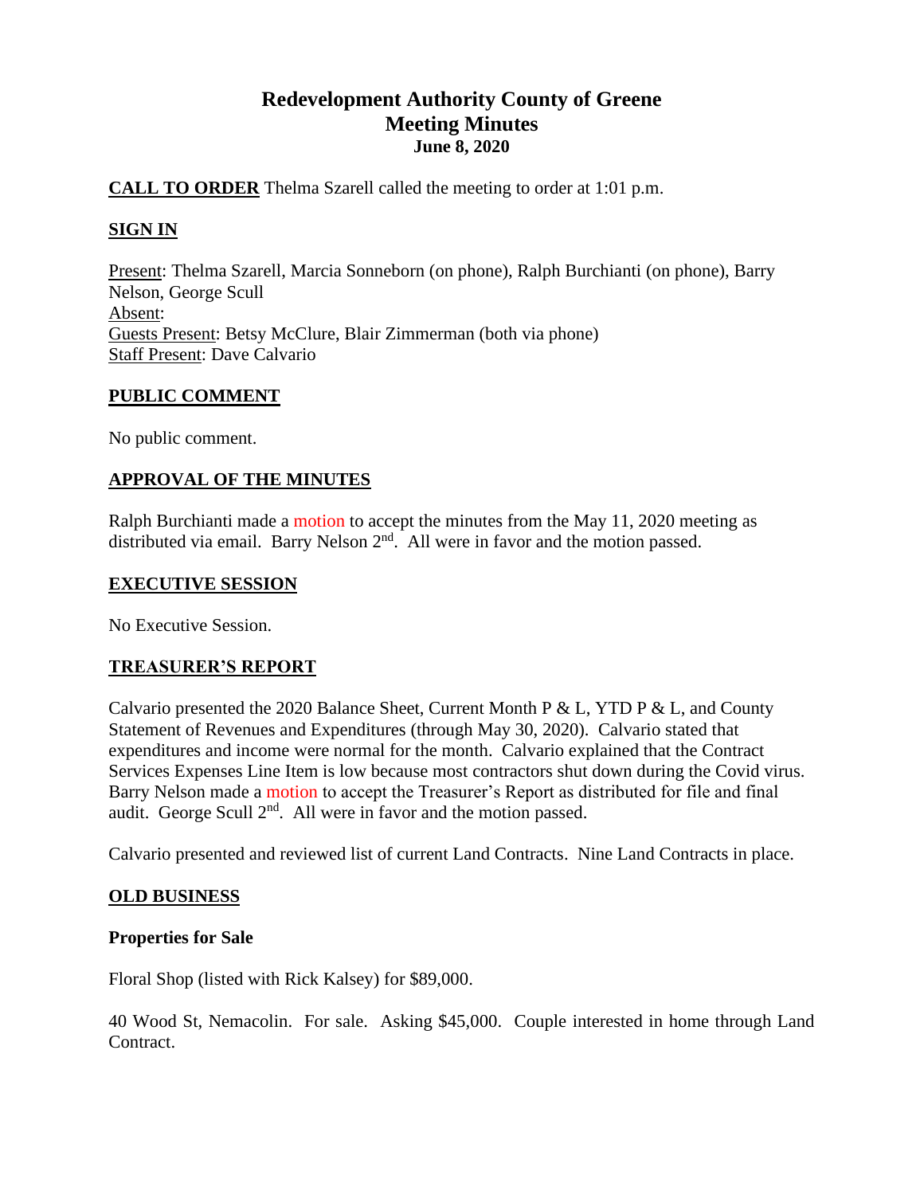# Redevelopment Authority County of Greene
## Meeting Minutes
### June 8, 2020

**CALL TO ORDER** Thelma Szarell called the meeting to order at 1:01 p.m.

**SIGN IN**

Present: Thelma Szarell, Marcia Sonneborn (on phone), Ralph Burchianti (on phone), Barry Nelson, George Scull
Absent:
Guests Present: Betsy McClure, Blair Zimmerman (both via phone)
Staff Present: Dave Calvario

**PUBLIC COMMENT**

No public comment.

**APPROVAL OF THE MINUTES**

Ralph Burchianti made a motion to accept the minutes from the May 11, 2020 meeting as distributed via email. Barry Nelson 2nd. All were in favor and the motion passed.

**EXECUTIVE SESSION**

No Executive Session.

**TREASURER'S REPORT**

Calvario presented the 2020 Balance Sheet, Current Month P & L, YTD P & L, and County Statement of Revenues and Expenditures (through May 30, 2020). Calvario stated that expenditures and income were normal for the month. Calvario explained that the Contract Services Expenses Line Item is low because most contractors shut down during the Covid virus. Barry Nelson made a motion to accept the Treasurer's Report as distributed for file and final audit. George Scull 2nd. All were in favor and the motion passed.

Calvario presented and reviewed list of current Land Contracts. Nine Land Contracts in place.

**OLD BUSINESS**

**Properties for Sale**

Floral Shop (listed with Rick Kalsey) for $89,000.

40 Wood St, Nemacolin. For sale. Asking $45,000. Couple interested in home through Land Contract.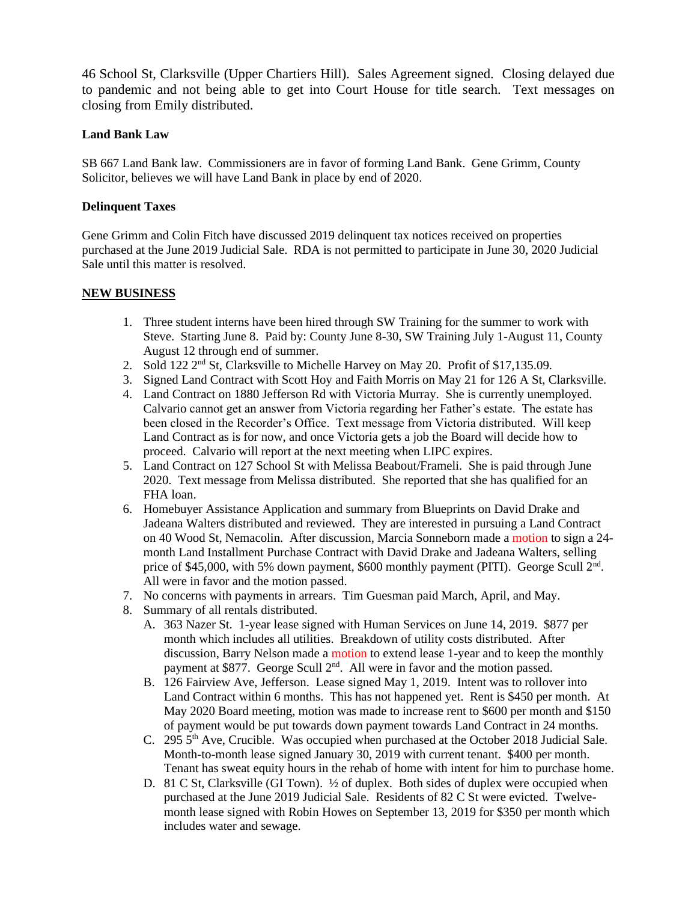46 School St, Clarksville (Upper Chartiers Hill). Sales Agreement signed. Closing delayed due to pandemic and not being able to get into Court House for title search. Text messages on closing from Emily distributed.

**Land Bank Law**

SB 667 Land Bank law. Commissioners are in favor of forming Land Bank. Gene Grimm, County Solicitor, believes we will have Land Bank in place by end of 2020.

**Delinquent Taxes**

Gene Grimm and Colin Fitch have discussed 2019 delinquent tax notices received on properties purchased at the June 2019 Judicial Sale. RDA is not permitted to participate in June 30, 2020 Judicial Sale until this matter is resolved.

**NEW BUSINESS**

1. Three student interns have been hired through SW Training for the summer to work with Steve. Starting June 8. Paid by: County June 8-30, SW Training July 1-August 11, County August 12 through end of summer.
2. Sold 122 2nd St, Clarksville to Michelle Harvey on May 20. Profit of $17,135.09.
3. Signed Land Contract with Scott Hoy and Faith Morris on May 21 for 126 A St, Clarksville.
4. Land Contract on 1880 Jefferson Rd with Victoria Murray. She is currently unemployed. Calvario cannot get an answer from Victoria regarding her Father's estate. The estate has been closed in the Recorder's Office. Text message from Victoria distributed. Will keep Land Contract as is for now, and once Victoria gets a job the Board will decide how to proceed. Calvario will report at the next meeting when LIPC expires.
5. Land Contract on 127 School St with Melissa Beabout/Frameli. She is paid through June 2020. Text message from Melissa distributed. She reported that she has qualified for an FHA loan.
6. Homebuyer Assistance Application and summary from Blueprints on David Drake and Jadeana Walters distributed and reviewed. They are interested in pursuing a Land Contract on 40 Wood St, Nemacolin. After discussion, Marcia Sonneborn made a motion to sign a 24-month Land Installment Purchase Contract with David Drake and Jadeana Walters, selling price of $45,000, with 5% down payment, $600 monthly payment (PITI). George Scull 2nd. All were in favor and the motion passed.
7. No concerns with payments in arrears. Tim Guesman paid March, April, and May.
8. Summary of all rentals distributed.
   - A. 363 Nazer St. 1-year lease signed with Human Services on June 14, 2019. $877 per month which includes all utilities. Breakdown of utility costs distributed. After discussion, Barry Nelson made a motion to extend lease 1-year and to keep the monthly payment at $877. George Scull 2nd. All were in favor and the motion passed.
   - B. 126 Fairview Ave, Jefferson. Lease signed May 1, 2019. Intent was to rollover into Land Contract within 6 months. This has not happened yet. Rent is $450 per month. At May 2020 Board meeting, motion was made to increase rent to $600 per month and $150 of payment would be put towards down payment towards Land Contract in 24 months.
   - C. 295 5th Ave, Crucible. Was occupied when purchased at the October 2018 Judicial Sale. Month-to-month lease signed January 30, 2019 with current tenant. $400 per month. Tenant has sweat equity hours in the rehab of home with intent for him to purchase home.
   - D. 81 C St, Clarksville (GI Town). ½ of duplex. Both sides of duplex were occupied when purchased at the June 2019 Judicial Sale. Residents of 82 C St were evicted. Twelve-month lease signed with Robin Howes on September 13, 2019 for $350 per month which includes water and sewage.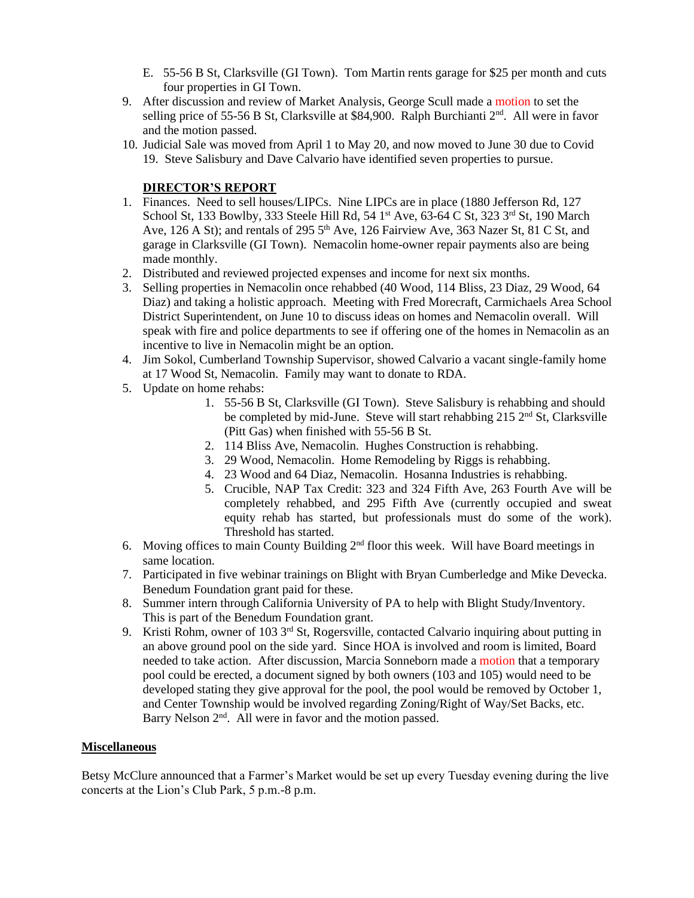E. 55-56 B St, Clarksville (GI Town). Tom Martin rents garage for $25 per month and cuts four properties in GI Town.

9. After discussion and review of Market Analysis, George Scull made a motion to set the selling price of 55-56 B St, Clarksville at $84,900. Ralph Burchianti 2nd. All were in favor and the motion passed.
10. Judicial Sale was moved from April 1 to May 20, and now moved to June 30 due to Covid 19. Steve Salisbury and Dave Calvario have identified seven properties to pursue.

**DIRECTOR'S REPORT**

1. Finances. Need to sell houses/LIPCs. Nine LIPCs are in place (1880 Jefferson Rd, 127 School St, 133 Bowlby, 333 Steele Hill Rd, 54 1st Ave, 63-64 C St, 323 3rd St, 190 March Ave, 126 A St); and rentals of 295 5th Ave, 126 Fairview Ave, 363 Nazer St, 81 C St, and garage in Clarksville (GI Town). Nemacolin home-owner repair payments also are being made monthly.
2. Distributed and reviewed projected expenses and income for next six months.
3. Selling properties in Nemacolin once rehabbed (40 Wood, 114 Bliss, 23 Diaz, 29 Wood, 64 Diaz) and taking a holistic approach. Meeting with Fred Morecraft, Carmichaels Area School District Superintendent, on June 10 to discuss ideas on homes and Nemacolin overall. Will speak with fire and police departments to see if offering one of the homes in Nemacolin as an incentive to live in Nemacolin might be an option.
4. Jim Sokol, Cumberland Township Supervisor, showed Calvario a vacant single-family home at 17 Wood St, Nemacolin. Family may want to donate to RDA.
5. Update on home rehabs:
    1. 55-56 B St, Clarksville (GI Town). Steve Salisbury is rehabbing and should be completed by mid-June. Steve will start rehabbing 215 2nd St, Clarksville (Pitt Gas) when finished with 55-56 B St.
    2. 114 Bliss Ave, Nemacolin. Hughes Construction is rehabbing.
    3. 29 Wood, Nemacolin. Home Remodeling by Riggs is rehabbing.
    4. 23 Wood and 64 Diaz, Nemacolin. Hosanna Industries is rehabbing.
    5. Crucible, NAP Tax Credit: 323 and 324 Fifth Ave, 263 Fourth Ave will be completely rehabbed, and 295 Fifth Ave (currently occupied and sweat equity rehab has started, but professionals must do some of the work). Threshold has started.
6. Moving offices to main County Building 2nd floor this week. Will have Board meetings in same location.
7. Participated in five webinar trainings on Blight with Bryan Cumberledge and Mike Devecka. Benedum Foundation grant paid for these.
8. Summer intern through California University of PA to help with Blight Study/Inventory. This is part of the Benedum Foundation grant.
9. Kristi Rohm, owner of 103 3rd St, Rogersville, contacted Calvario inquiring about putting in an above ground pool on the side yard. Since HOA is involved and room is limited, Board needed to take action. After discussion, Marcia Sonneborn made a motion that a temporary pool could be erected, a document signed by both owners (103 and 105) would need to be developed stating they give approval for the pool, the pool would be removed by October 1, and Center Township would be involved regarding Zoning/Right of Way/Set Backs, etc. Barry Nelson 2nd. All were in favor and the motion passed.

**Miscellaneous**

Betsy McClure announced that a Farmer's Market would be set up every Tuesday evening during the live concerts at the Lion's Club Park, 5 p.m.-8 p.m.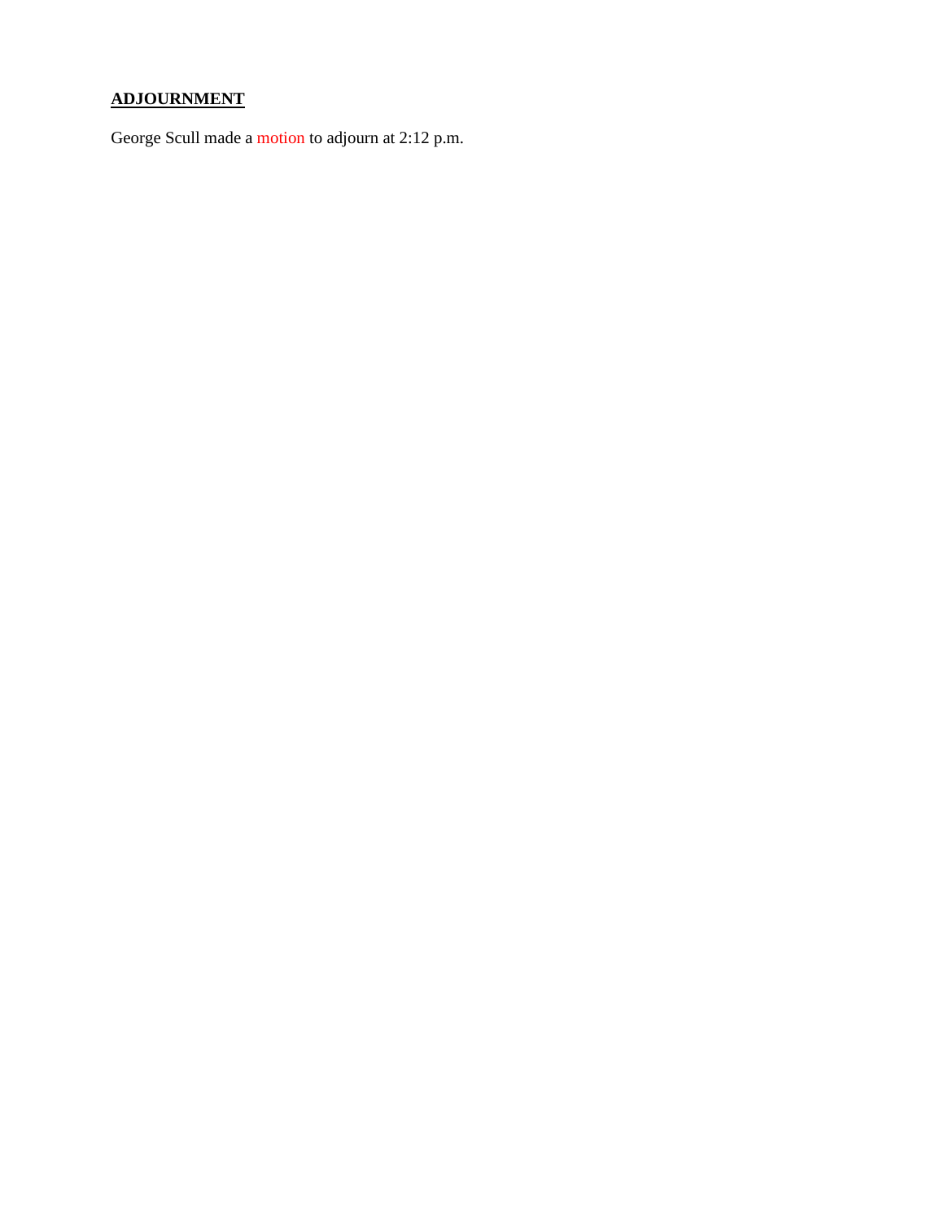**ADJOURNMENT**

George Scull made a motion to adjourn at 2:12 p.m.